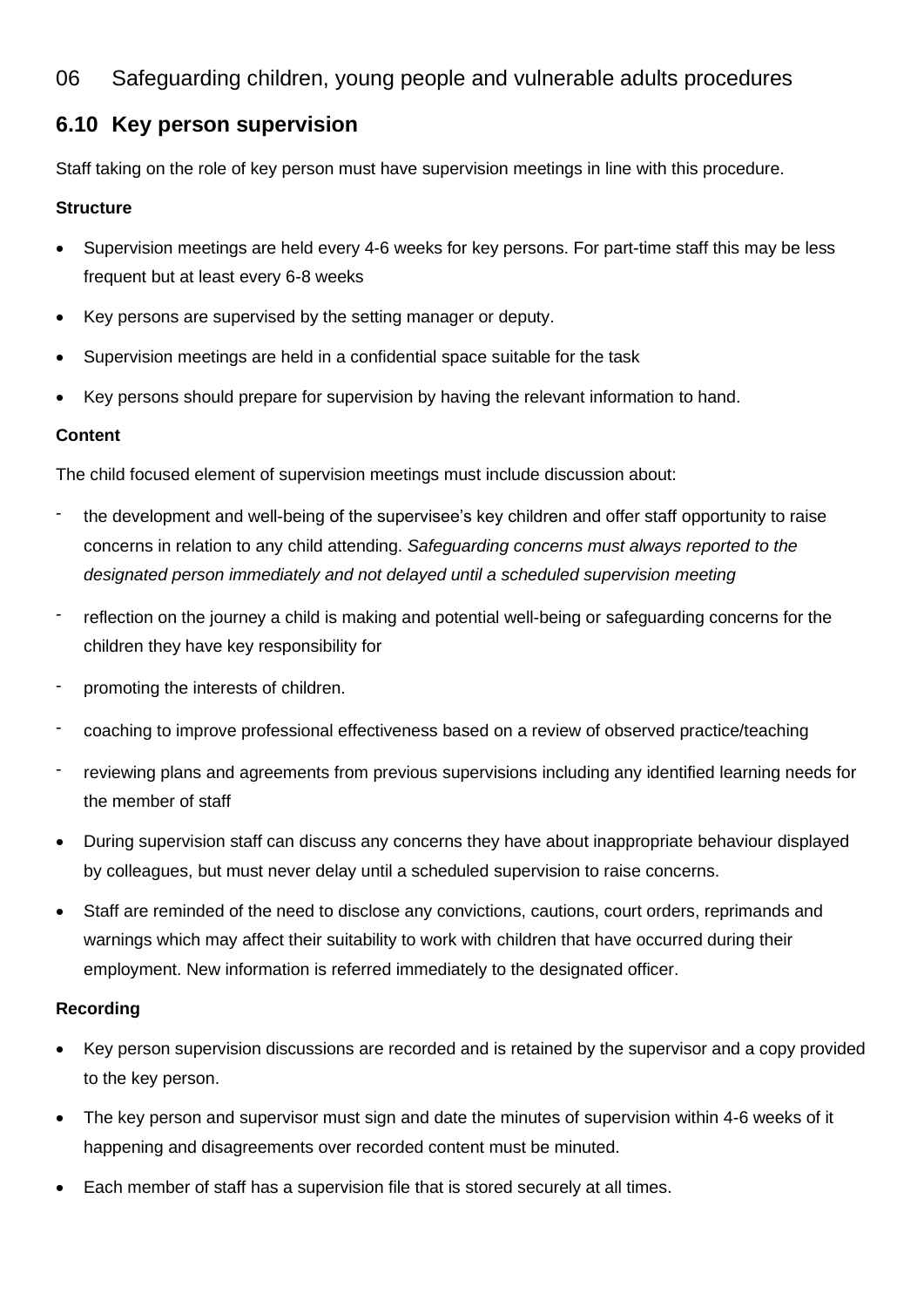# 06 Safeguarding children, young people and vulnerable adults procedures

## 6.10 Key person supervision

Staff taking on the role of key person must have supervision meetings in line with this procedure.

**Structure**

- Supervision meetings are held every 4-6 weeks for key persons. For part-time staff this may be less frequent but at least every 6-8 weeks
- Key persons are supervised by the setting manager or deputy.
- Supervision meetings are held in a confidential space suitable for the task
- Key persons should prepare for supervision by having the relevant information to hand.

**Content**

The child focused element of supervision meetings must include discussion about:

- the development and well-being of the supervisee's key children and offer staff opportunity to raise concerns in relation to any child attending. *Safeguarding concerns must always reported to the designated person immediately and not delayed until a scheduled supervision meeting*
- reflection on the journey a child is making and potential well-being or safeguarding concerns for the children they have key responsibility for
- promoting the interests of children.
- coaching to improve professional effectiveness based on a review of observed practice/teaching
- reviewing plans and agreements from previous supervisions including any identified learning needs for the member of staff

- During supervision staff can discuss any concerns they have about inappropriate behaviour displayed by colleagues, but must never delay until a scheduled supervision to raise concerns.
- Staff are reminded of the need to disclose any convictions, cautions, court orders, reprimands and warnings which may affect their suitability to work with children that have occurred during their employment. New information is referred immediately to the designated officer.

**Recording**

- Key person supervision discussions are recorded and is retained by the supervisor and a copy provided to the key person.
- The key person and supervisor must sign and date the minutes of supervision within 4-6 weeks of it happening and disagreements over recorded content must be minuted.
- Each member of staff has a supervision file that is stored securely at all times.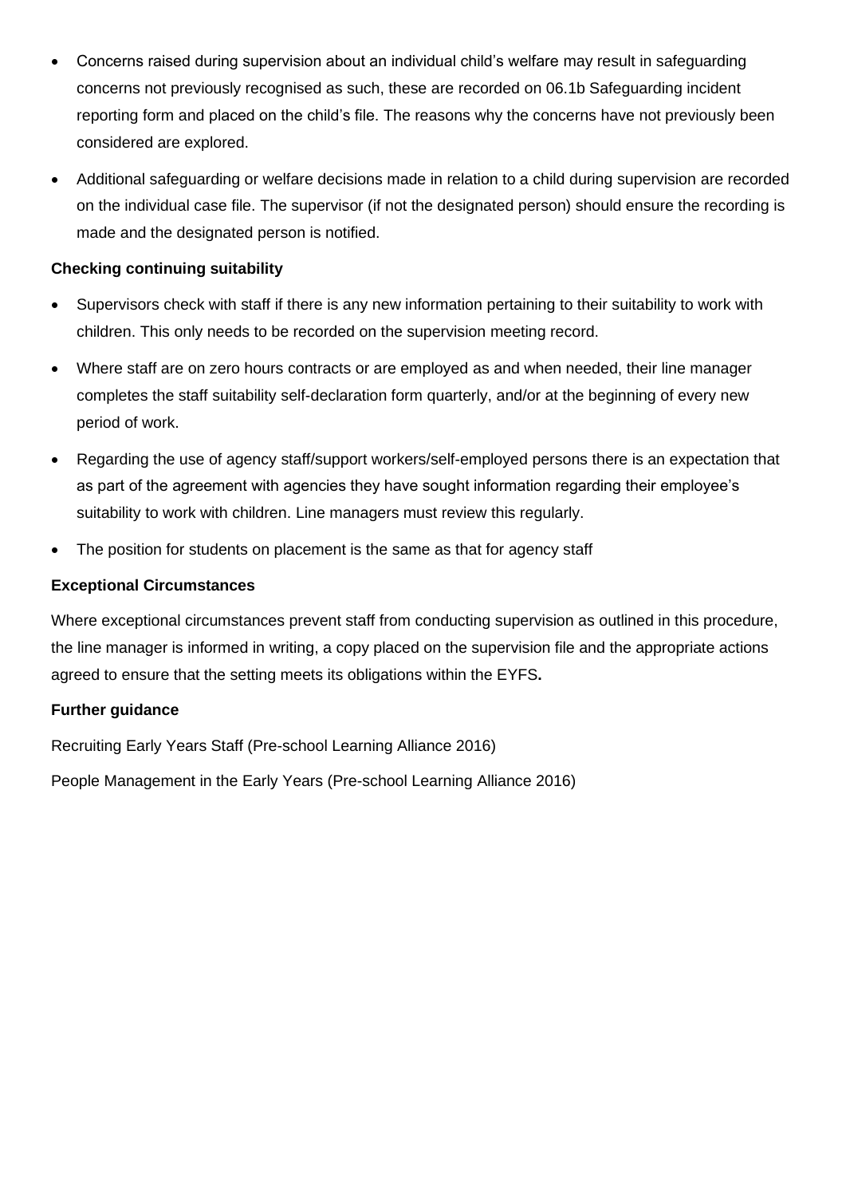- Concerns raised during supervision about an individual child's welfare may result in safeguarding concerns not previously recognised as such, these are recorded on 06.1b Safeguarding incident reporting form and placed on the child's file. The reasons why the concerns have not previously been considered are explored.
- Additional safeguarding or welfare decisions made in relation to a child during supervision are recorded on the individual case file. The supervisor (if not the designated person) should ensure the recording is made and the designated person is notified.

**Checking continuing suitability**

- Supervisors check with staff if there is any new information pertaining to their suitability to work with children. This only needs to be recorded on the supervision meeting record.
- Where staff are on zero hours contracts or are employed as and when needed, their line manager completes the staff suitability self-declaration form quarterly, and/or at the beginning of every new period of work.
- Regarding the use of agency staff/support workers/self-employed persons there is an expectation that as part of the agreement with agencies they have sought information regarding their employee's suitability to work with children. Line managers must review this regularly.
- The position for students on placement is the same as that for agency staff

**Exceptional Circumstances**

Where exceptional circumstances prevent staff from conducting supervision as outlined in this procedure, the line manager is informed in writing, a copy placed on the supervision file and the appropriate actions agreed to ensure that the setting meets its obligations within the EYFS**.**

**Further guidance**

Recruiting Early Years Staff (Pre-school Learning Alliance 2016)

People Management in the Early Years (Pre-school Learning Alliance 2016)